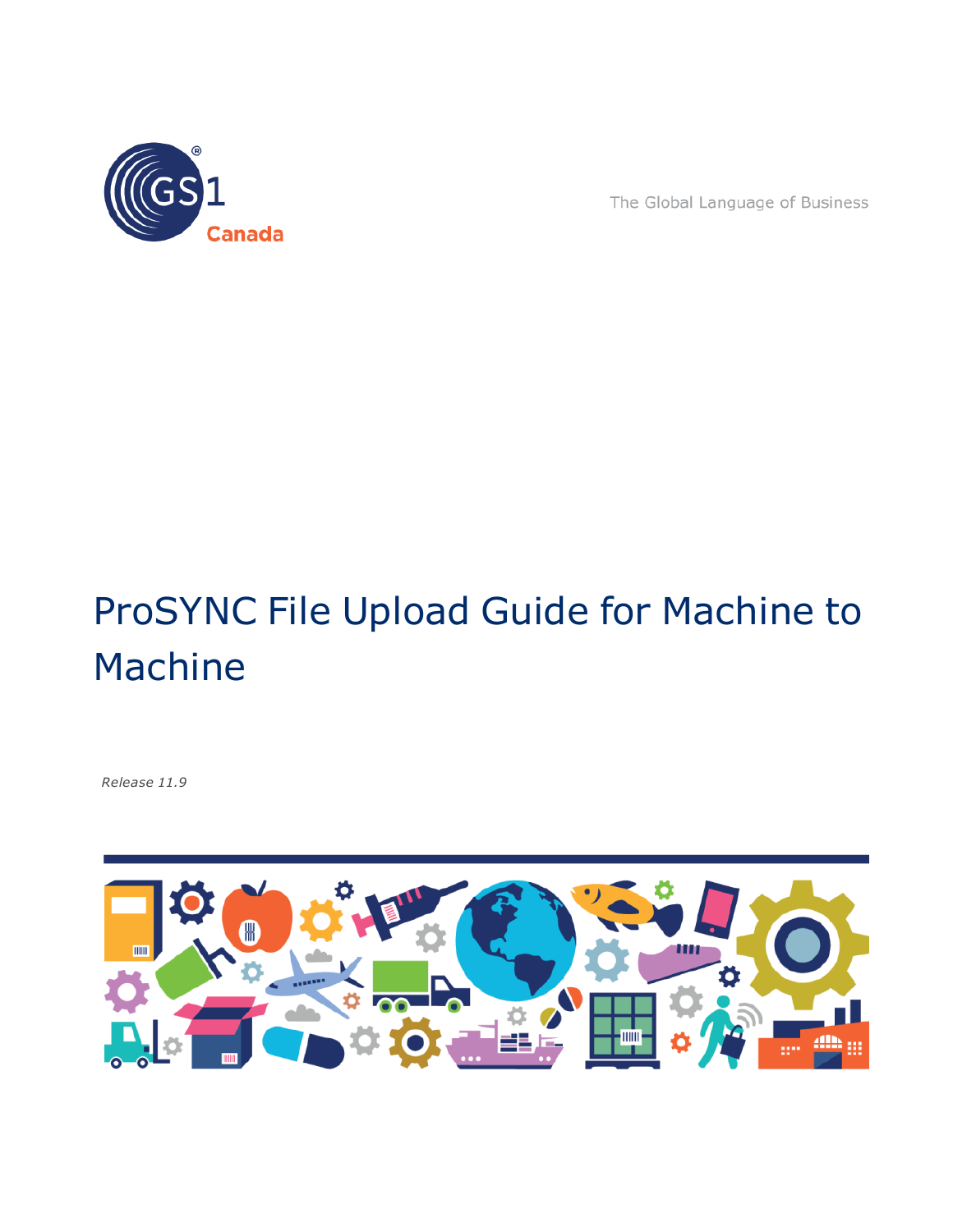GS1 Canada

The Global Language of Business

# ProSYNC File Upload Guide for Machine to Machine

*Release 11.9*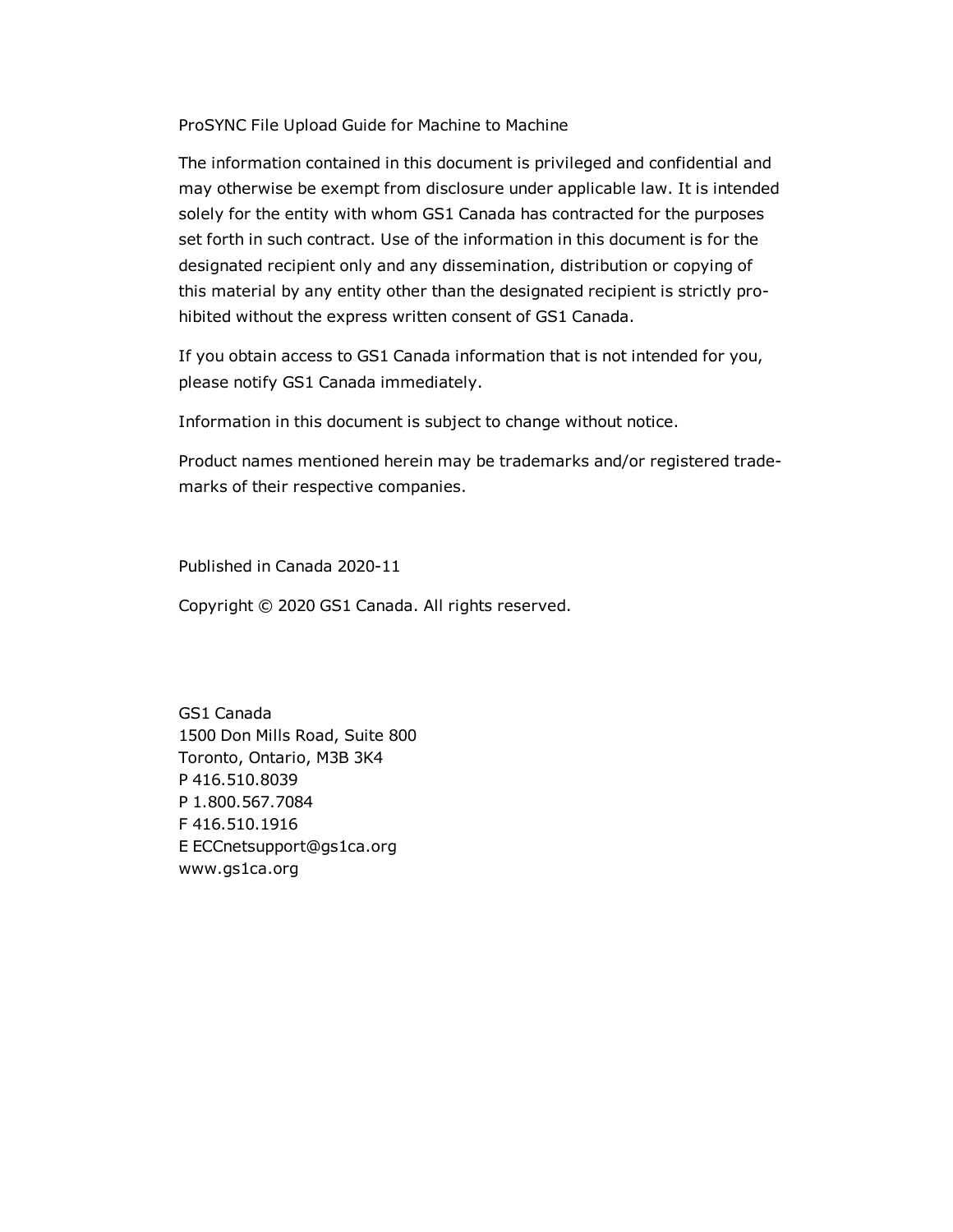ProSYNC File Upload Guide for Machine to Machine

The information contained in this document is privileged and confidential and may otherwise be exempt from disclosure under applicable law. It is intended solely for the entity with whom GS1 Canada has contracted for the purposes set forth in such contract. Use of the information in this document is for the designated recipient only and any dissemination, distribution or copying of this material by any entity other than the designated recipient is strictly prohibited without the express written consent of GS1 Canada.

If you obtain access to GS1 Canada information that is not intended for you, please notify GS1 Canada immediately.

Information in this document is subject to change without notice.

Product names mentioned herein may be trademarks and/or registered trademarks of their respective companies.

Published in Canada 2020-11

Copyright © 2020 GS1 Canada. All rights reserved.

GS1 Canada
1500 Don Mills Road, Suite 800
Toronto, Ontario, M3B 3K4
P 416.510.8039
P 1.800.567.7084
F 416.510.1916
E ECCnetsupport@gs1ca.org
www.gs1ca.org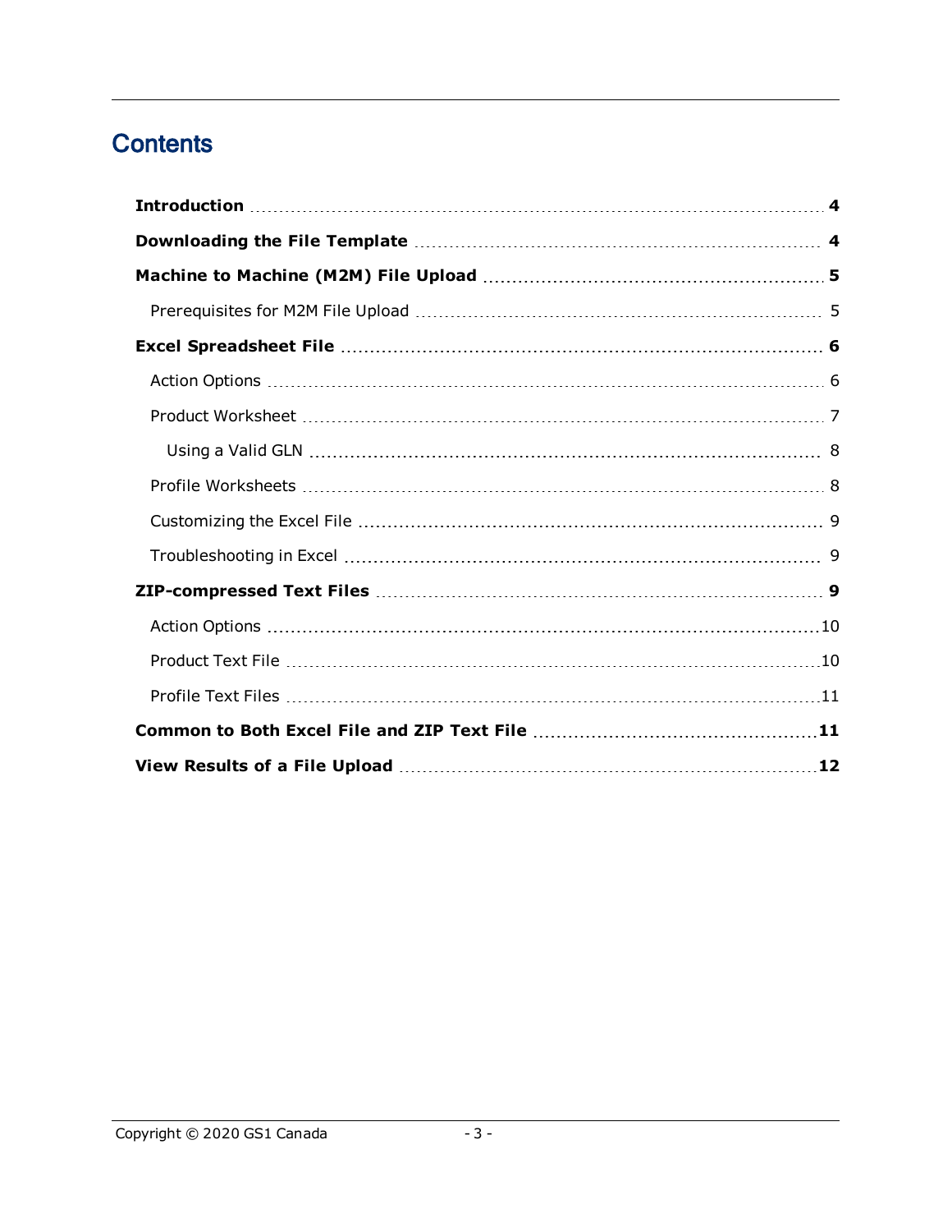# Contents

**Introduction** ..... **4**

**Downloading the File Template** ..... **4**

**Machine to Machine (M2M) File Upload** ..... **5**

- Prerequisites for M2M File Upload ..... 5

**Excel Spreadsheet File** ..... **6**

- Action Options ..... 6
- Product Worksheet ..... 7
  - Using a Valid GLN ..... 8
- Profile Worksheets ..... 8
- Customizing the Excel File ..... 9
- Troubleshooting in Excel ..... 9

**ZIP-compressed Text Files** ..... **9**

- Action Options ..... 10
- Product Text File ..... 10
- Profile Text Files ..... 11

**Common to Both Excel File and ZIP Text File** ..... **11**

**View Results of a File Upload** ..... **12**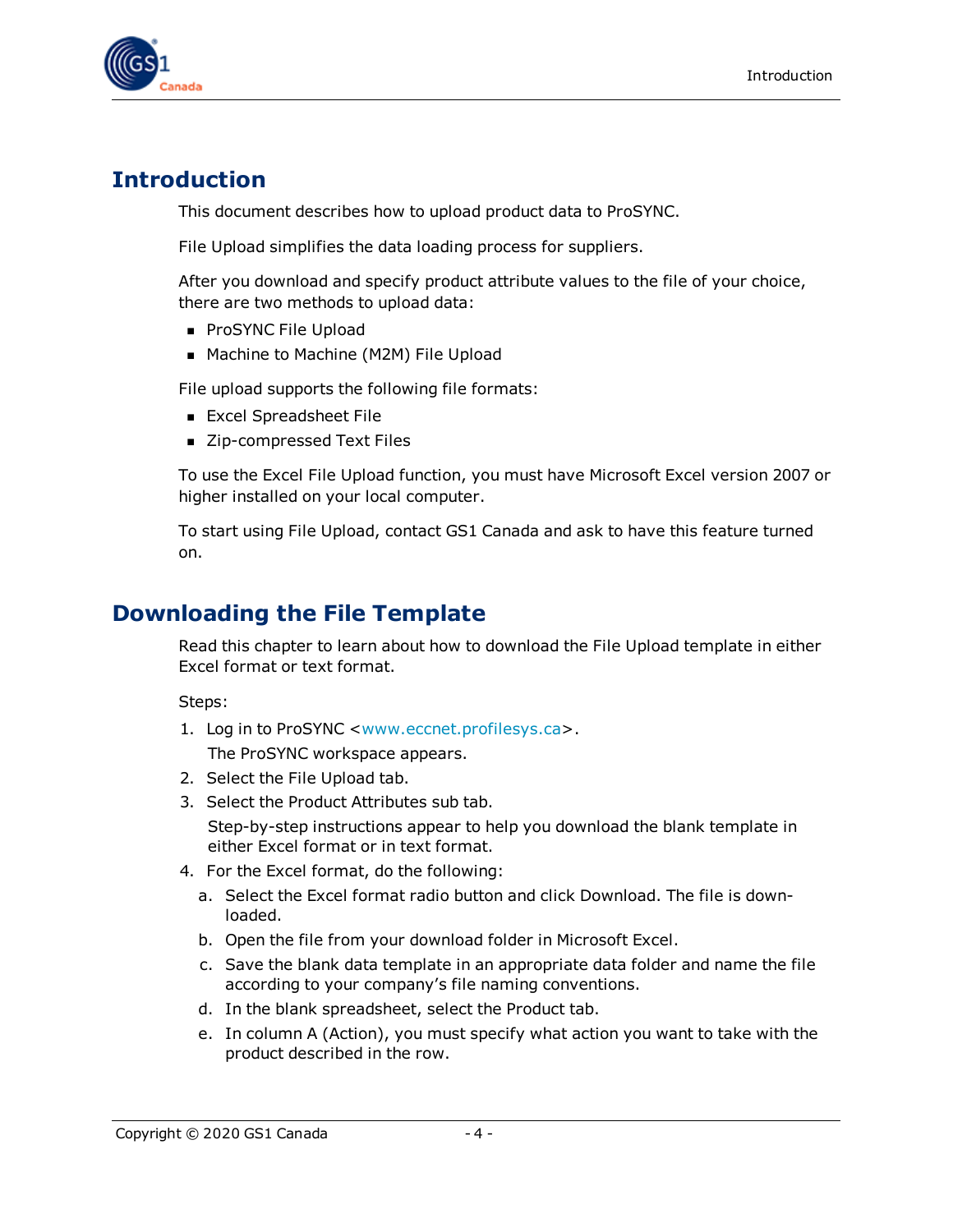# Introduction

This document describes how to upload product data to ProSYNC.

File Upload simplifies the data loading process for suppliers.

After you download and specify product attribute values to the file of your choice, there are two methods to upload data:

- ProSYNC File Upload
- Machine to Machine (M2M) File Upload

File upload supports the following file formats:

- Excel Spreadsheet File
- Zip-compressed Text Files

To use the Excel File Upload function, you must have Microsoft Excel version 2007 or higher installed on your local computer.

To start using File Upload, contact GS1 Canada and ask to have this feature turned on.

# Downloading the File Template

Read this chapter to learn about how to download the File Upload template in either Excel format or text format.

Steps:

1. Log in to ProSYNC <www.eccnet.profilesys.ca>.

   The ProSYNC workspace appears.
2. Select the File Upload tab.
3. Select the Product Attributes sub tab.

   Step-by-step instructions appear to help you download the blank template in either Excel format or in text format.
4. For the Excel format, do the following:
   a. Select the Excel format radio button and click Download. The file is downloaded.
   b. Open the file from your download folder in Microsoft Excel.
   c. Save the blank data template in an appropriate data folder and name the file according to your company's file naming conventions.
   d. In the blank spreadsheet, select the Product tab.
   e. In column A (Action), you must specify what action you want to take with the product described in the row.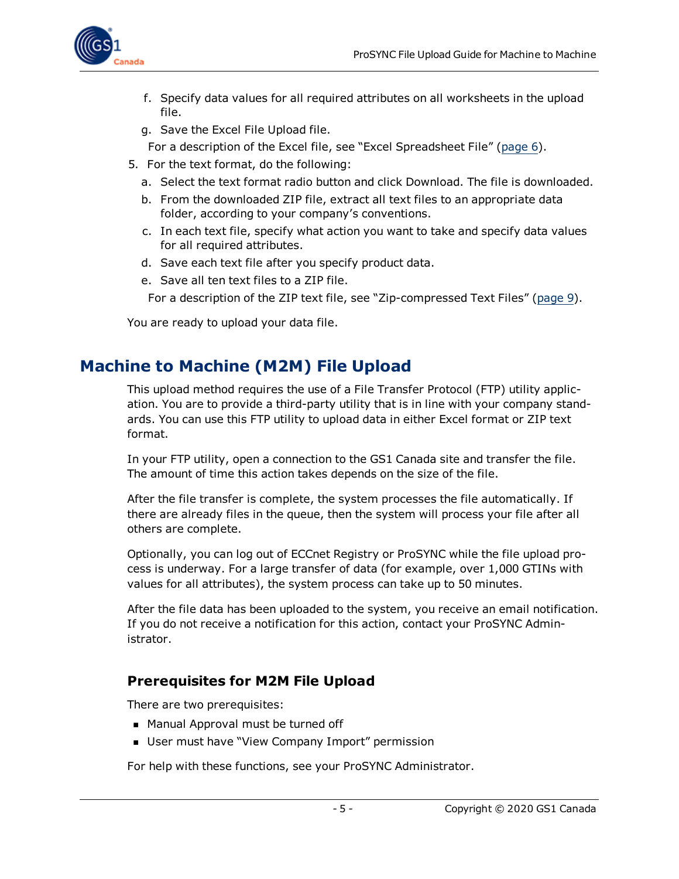f. Specify data values for all required attributes on all worksheets in the upload file.
   g. Save the Excel File Upload file.

   For a description of the Excel file, see "Excel Spreadsheet File" (page 6).

5. For the text format, do the following:
   a. Select the text format radio button and click Download. The file is downloaded.
   b. From the downloaded ZIP file, extract all text files to an appropriate data folder, according to your company's conventions.
   c. In each text file, specify what action you want to take and specify data values for all required attributes.
   d. Save each text file after you specify product data.
   e. Save all ten text files to a ZIP file.

   For a description of the ZIP text file, see "Zip-compressed Text Files" (page 9).

You are ready to upload your data file.

## Machine to Machine (M2M) File Upload

This upload method requires the use of a File Transfer Protocol (FTP) utility application. You are to provide a third-party utility that is in line with your company standards. You can use this FTP utility to upload data in either Excel format or ZIP text format.

In your FTP utility, open a connection to the GS1 Canada site and transfer the file. The amount of time this action takes depends on the size of the file.

After the file transfer is complete, the system processes the file automatically. If there are already files in the queue, then the system will process your file after all others are complete.

Optionally, you can log out of ECCnet Registry or ProSYNC while the file upload process is underway. For a large transfer of data (for example, over 1,000 GTINs with values for all attributes), the system process can take up to 50 minutes.

After the file data has been uploaded to the system, you receive an email notification. If you do not receive a notification for this action, contact your ProSYNC Administrator.

### Prerequisites for M2M File Upload

There are two prerequisites:

- Manual Approval must be turned off
- User must have "View Company Import" permission

For help with these functions, see your ProSYNC Administrator.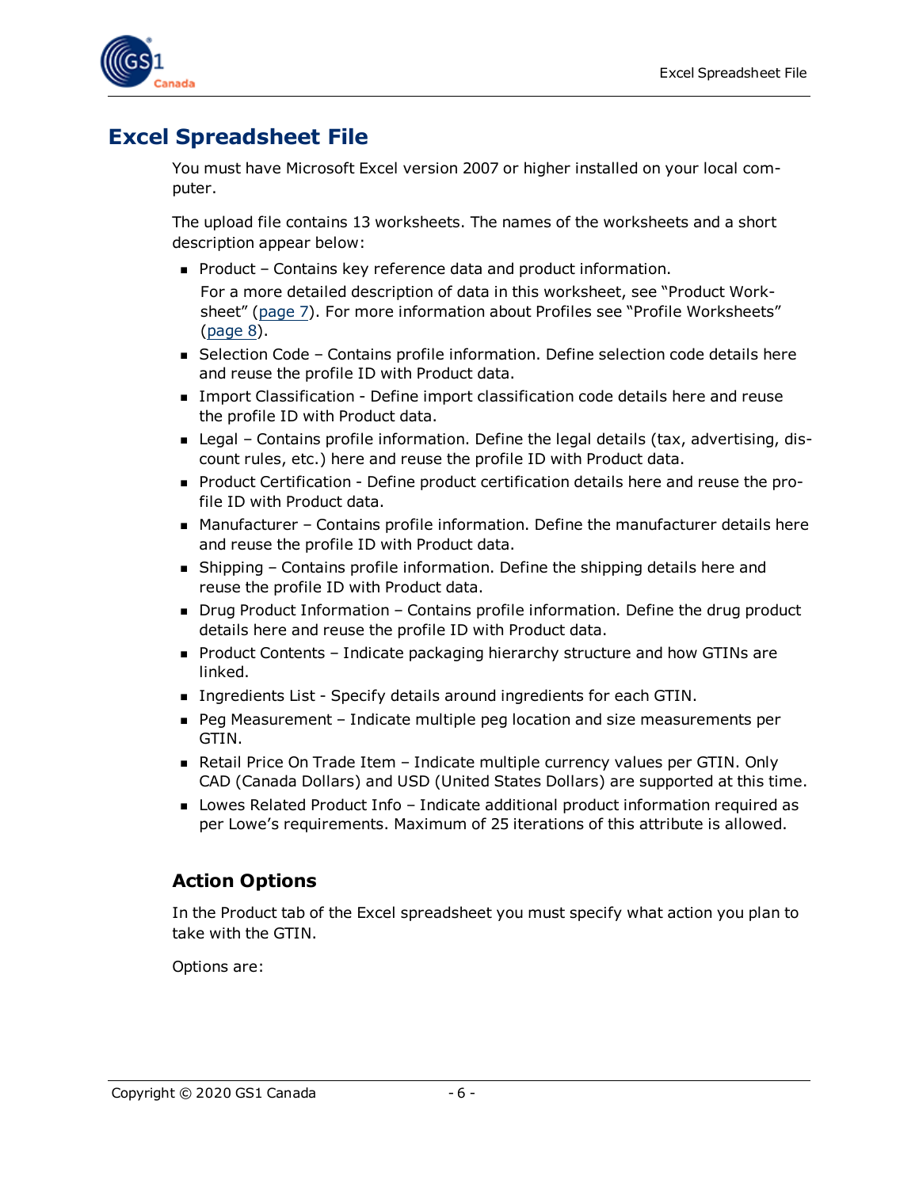# Excel Spreadsheet File

You must have Microsoft Excel version 2007 or higher installed on your local computer.

The upload file contains 13 worksheets. The names of the worksheets and a short description appear below:

- Product – Contains key reference data and product information.

  For a more detailed description of data in this worksheet, see "Product Worksheet" (page 7). For more information about Profiles see "Profile Worksheets" (page 8).
- Selection Code – Contains profile information. Define selection code details here and reuse the profile ID with Product data.
- Import Classification - Define import classification code details here and reuse the profile ID with Product data.
- Legal – Contains profile information. Define the legal details (tax, advertising, discount rules, etc.) here and reuse the profile ID with Product data.
- Product Certification - Define product certification details here and reuse the profile ID with Product data.
- Manufacturer – Contains profile information. Define the manufacturer details here and reuse the profile ID with Product data.
- Shipping – Contains profile information. Define the shipping details here and reuse the profile ID with Product data.
- Drug Product Information – Contains profile information. Define the drug product details here and reuse the profile ID with Product data.
- Product Contents – Indicate packaging hierarchy structure and how GTINs are linked.
- Ingredients List - Specify details around ingredients for each GTIN.
- Peg Measurement – Indicate multiple peg location and size measurements per GTIN.
- Retail Price On Trade Item – Indicate multiple currency values per GTIN. Only CAD (Canada Dollars) and USD (United States Dollars) are supported at this time.
- Lowes Related Product Info – Indicate additional product information required as per Lowe's requirements. Maximum of 25 iterations of this attribute is allowed.

## Action Options

In the Product tab of the Excel spreadsheet you must specify what action you plan to take with the GTIN.

Options are: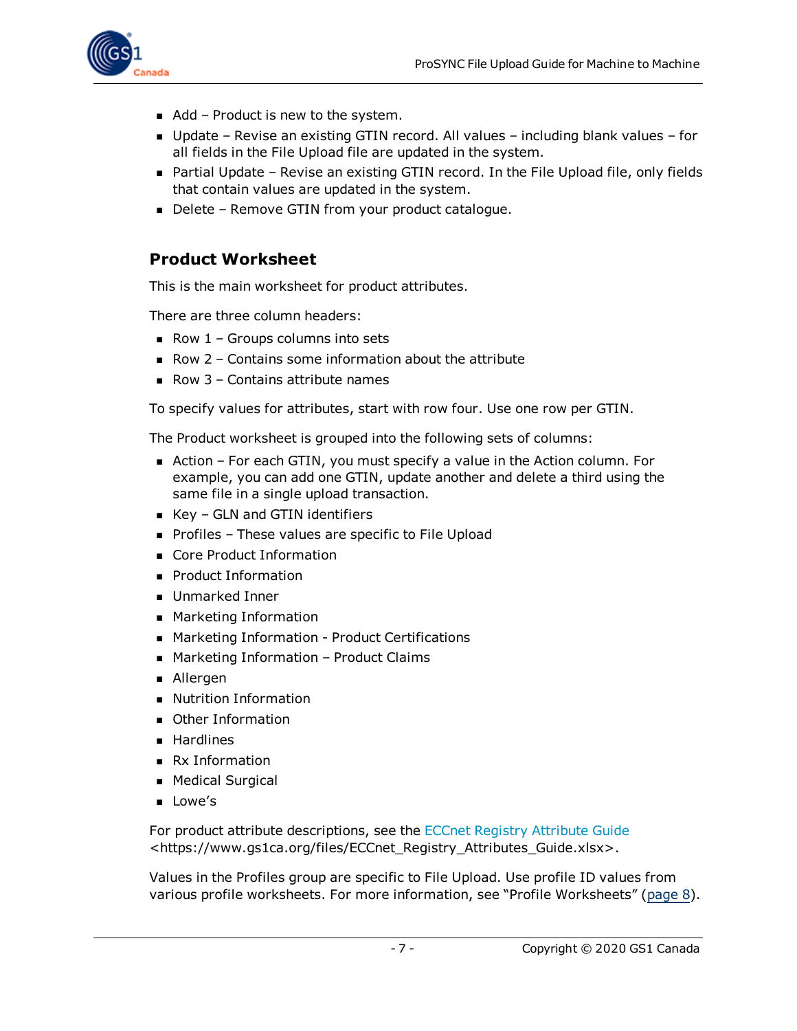- Add – Product is new to the system.
- Update – Revise an existing GTIN record. All values – including blank values – for all fields in the File Upload file are updated in the system.
- Partial Update – Revise an existing GTIN record. In the File Upload file, only fields that contain values are updated in the system.
- Delete – Remove GTIN from your product catalogue.

## Product Worksheet

This is the main worksheet for product attributes.

There are three column headers:

- Row 1 – Groups columns into sets
- Row 2 – Contains some information about the attribute
- Row 3 – Contains attribute names

To specify values for attributes, start with row four. Use one row per GTIN.

The Product worksheet is grouped into the following sets of columns:

- Action – For each GTIN, you must specify a value in the Action column. For example, you can add one GTIN, update another and delete a third using the same file in a single upload transaction.
- Key – GLN and GTIN identifiers
- Profiles – These values are specific to File Upload
- Core Product Information
- Product Information
- Unmarked Inner
- Marketing Information
- Marketing Information - Product Certifications
- Marketing Information – Product Claims
- Allergen
- Nutrition Information
- Other Information
- Hardlines
- Rx Information
- Medical Surgical
- Lowe's

For product attribute descriptions, see the ECCnet Registry Attribute Guide <https://www.gs1ca.org/files/ECCnet_Registry_Attributes_Guide.xlsx>.

Values in the Profiles group are specific to File Upload. Use profile ID values from various profile worksheets. For more information, see "Profile Worksheets" (page 8).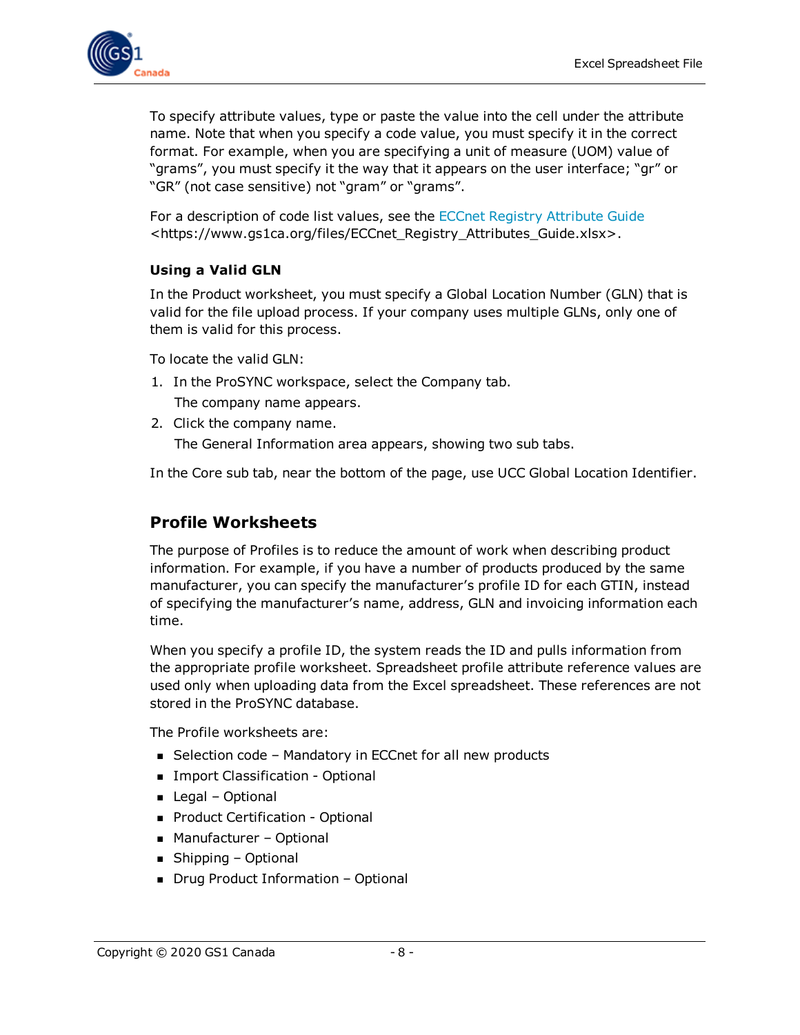To specify attribute values, type or paste the value into the cell under the attribute name. Note that when you specify a code value, you must specify it in the correct format. For example, when you are specifying a unit of measure (UOM) value of “grams”, you must specify it the way that it appears on the user interface; “gr” or “GR” (not case sensitive) not “gram” or “grams”.

For a description of code list values, see the ECCnet Registry Attribute Guide <https://www.gs1ca.org/files/ECCnet_Registry_Attributes_Guide.xlsx>.

### Using a Valid GLN

In the Product worksheet, you must specify a Global Location Number (GLN) that is valid for the file upload process. If your company uses multiple GLNs, only one of them is valid for this process.

To locate the valid GLN:

1. In the ProSYNC workspace, select the Company tab.
   
   The company name appears.
2. Click the company name.
   
   The General Information area appears, showing two sub tabs.

In the Core sub tab, near the bottom of the page, use UCC Global Location Identifier.

## Profile Worksheets

The purpose of Profiles is to reduce the amount of work when describing product information. For example, if you have a number of products produced by the same manufacturer, you can specify the manufacturer’s profile ID for each GTIN, instead of specifying the manufacturer’s name, address, GLN and invoicing information each time.

When you specify a profile ID, the system reads the ID and pulls information from the appropriate profile worksheet. Spreadsheet profile attribute reference values are used only when uploading data from the Excel spreadsheet. These references are not stored in the ProSYNC database.

The Profile worksheets are:

- Selection code – Mandatory in ECCnet for all new products
- Import Classification - Optional
- Legal – Optional
- Product Certification - Optional
- Manufacturer – Optional
- Shipping – Optional
- Drug Product Information – Optional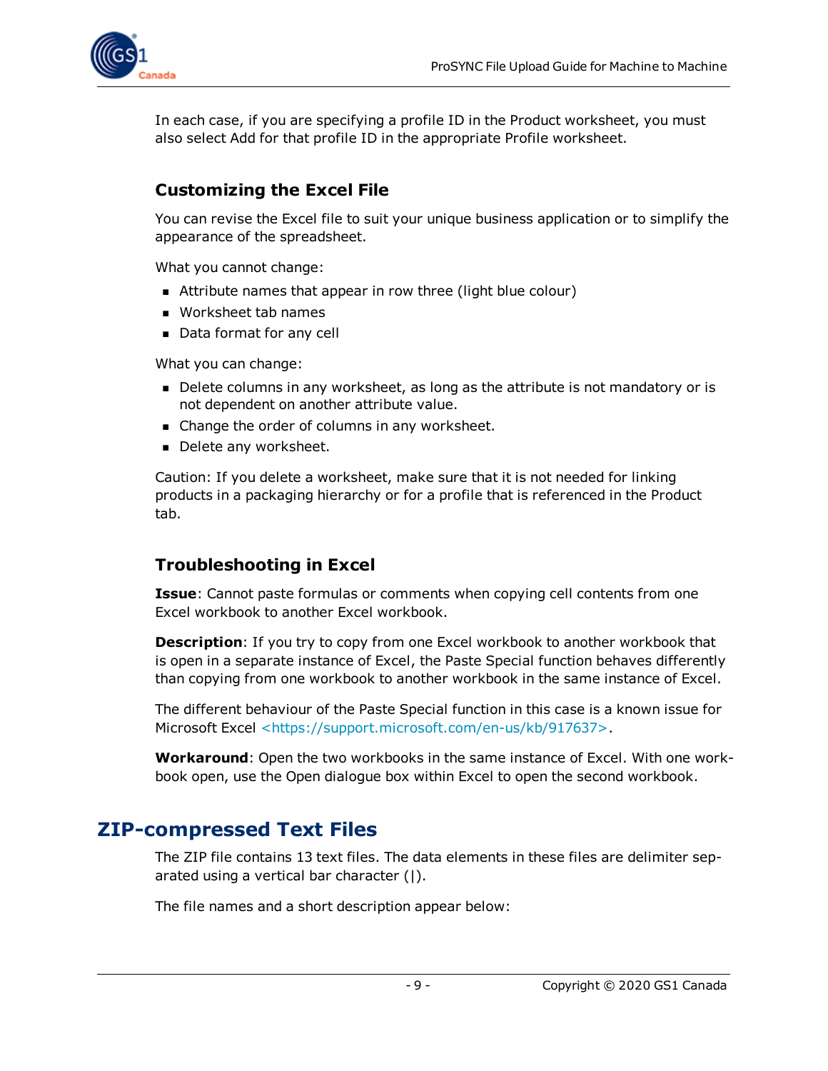In each case, if you are specifying a profile ID in the Product worksheet, you must also select Add for that profile ID in the appropriate Profile worksheet.

### Customizing the Excel File

You can revise the Excel file to suit your unique business application or to simplify the appearance of the spreadsheet.

What you cannot change:

- Attribute names that appear in row three (light blue colour)
- Worksheet tab names
- Data format for any cell

What you can change:

- Delete columns in any worksheet, as long as the attribute is not mandatory or is not dependent on another attribute value.
- Change the order of columns in any worksheet.
- Delete any worksheet.

Caution: If you delete a worksheet, make sure that it is not needed for linking products in a packaging hierarchy or for a profile that is referenced in the Product tab.

### Troubleshooting in Excel

**Issue**: Cannot paste formulas or comments when copying cell contents from one Excel workbook to another Excel workbook.

**Description**: If you try to copy from one Excel workbook to another workbook that is open in a separate instance of Excel, the Paste Special function behaves differently than copying from one workbook to another workbook in the same instance of Excel.

The different behaviour of the Paste Special function in this case is a known issue for Microsoft Excel <https://support.microsoft.com/en-us/kb/917637>.

**Workaround**: Open the two workbooks in the same instance of Excel. With one workbook open, use the Open dialogue box within Excel to open the second workbook.

## ZIP-compressed Text Files

The ZIP file contains 13 text files. The data elements in these files are delimiter separated using a vertical bar character (|).

The file names and a short description appear below: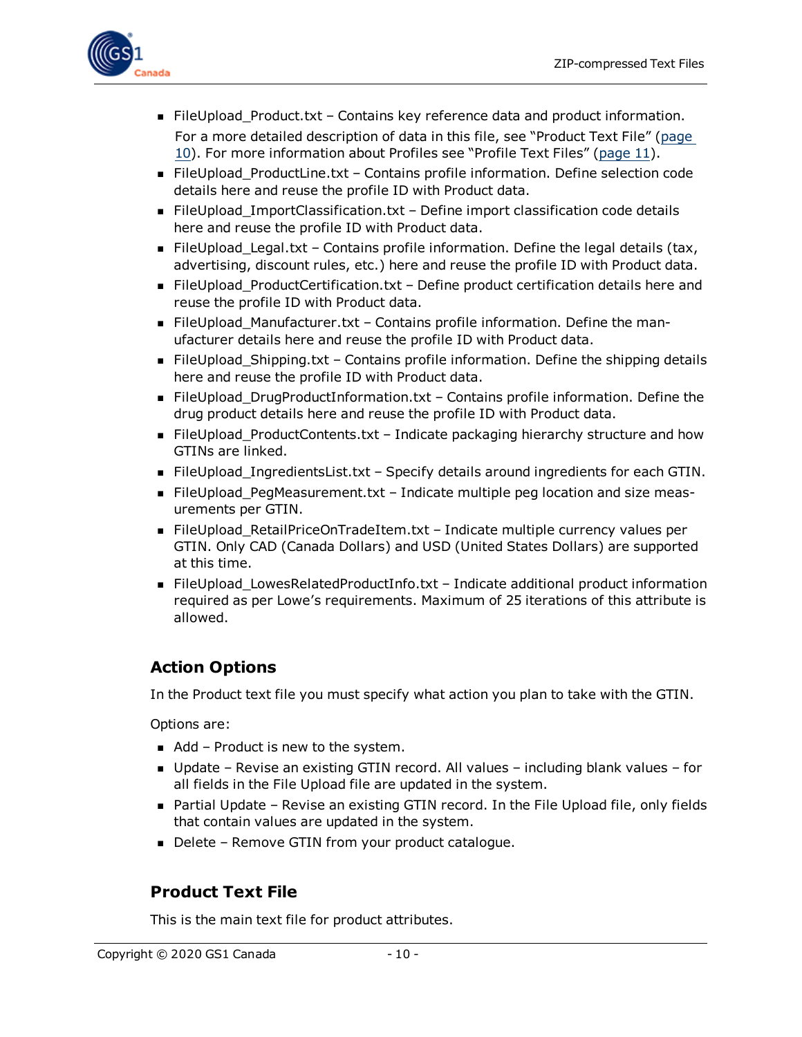- FileUpload_Product.txt – Contains key reference data and product information. For a more detailed description of data in this file, see "Product Text File" (page 10). For more information about Profiles see "Profile Text Files" (page 11).
- FileUpload_ProductLine.txt – Contains profile information. Define selection code details here and reuse the profile ID with Product data.
- FileUpload_ImportClassification.txt – Define import classification code details here and reuse the profile ID with Product data.
- FileUpload_Legal.txt – Contains profile information. Define the legal details (tax, advertising, discount rules, etc.) here and reuse the profile ID with Product data.
- FileUpload_ProductCertification.txt – Define product certification details here and reuse the profile ID with Product data.
- FileUpload_Manufacturer.txt – Contains profile information. Define the manufacturer details here and reuse the profile ID with Product data.
- FileUpload_Shipping.txt – Contains profile information. Define the shipping details here and reuse the profile ID with Product data.
- FileUpload_DrugProductInformation.txt – Contains profile information. Define the drug product details here and reuse the profile ID with Product data.
- FileUpload_ProductContents.txt – Indicate packaging hierarchy structure and how GTINs are linked.
- FileUpload_IngredientsList.txt – Specify details around ingredients for each GTIN.
- FileUpload_PegMeasurement.txt – Indicate multiple peg location and size measurements per GTIN.
- FileUpload_RetailPriceOnTradeItem.txt – Indicate multiple currency values per GTIN. Only CAD (Canada Dollars) and USD (United States Dollars) are supported at this time.
- FileUpload_LowesRelatedProductInfo.txt – Indicate additional product information required as per Lowe's requirements. Maximum of 25 iterations of this attribute is allowed.

## Action Options

In the Product text file you must specify what action you plan to take with the GTIN.

Options are:

- Add – Product is new to the system.
- Update – Revise an existing GTIN record. All values – including blank values – for all fields in the File Upload file are updated in the system.
- Partial Update – Revise an existing GTIN record. In the File Upload file, only fields that contain values are updated in the system.
- Delete – Remove GTIN from your product catalogue.

## Product Text File

This is the main text file for product attributes.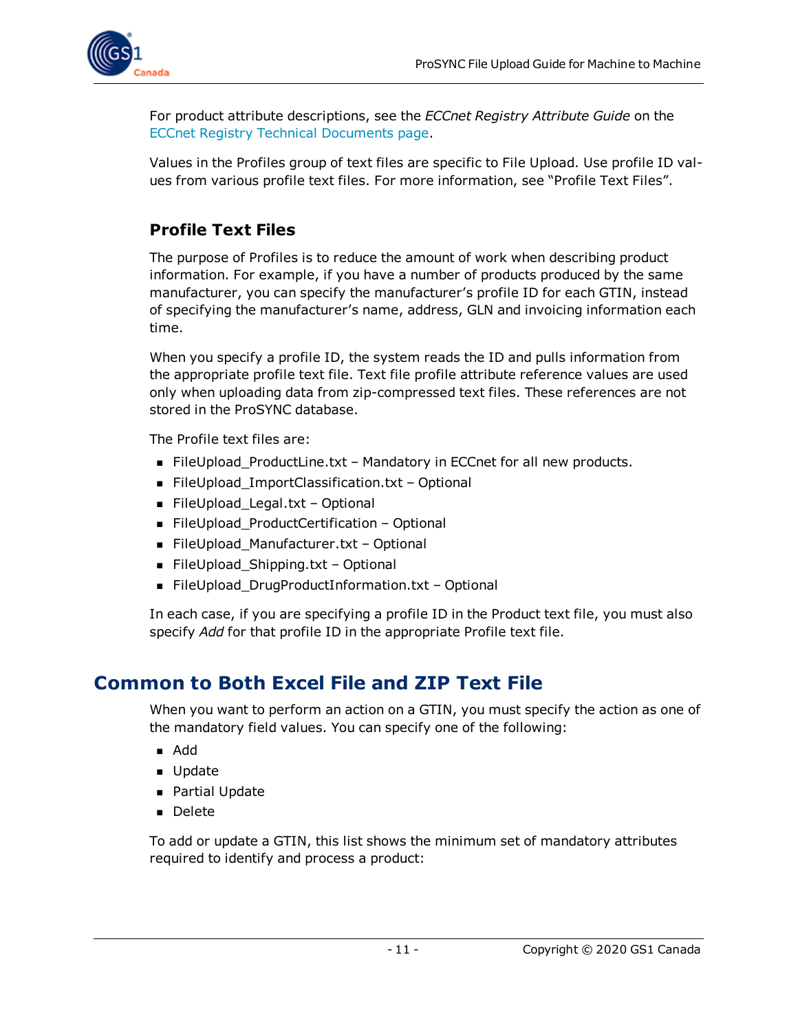For product attribute descriptions, see the *ECCnet Registry Attribute Guide* on the ECCnet Registry Technical Documents page.

Values in the Profiles group of text files are specific to File Upload. Use profile ID values from various profile text files. For more information, see “Profile Text Files”.

### Profile Text Files

The purpose of Profiles is to reduce the amount of work when describing product information. For example, if you have a number of products produced by the same manufacturer, you can specify the manufacturer’s profile ID for each GTIN, instead of specifying the manufacturer’s name, address, GLN and invoicing information each time.

When you specify a profile ID, the system reads the ID and pulls information from the appropriate profile text file. Text file profile attribute reference values are used only when uploading data from zip-compressed text files. These references are not stored in the ProSYNC database.

The Profile text files are:

- FileUpload_ProductLine.txt – Mandatory in ECCnet for all new products.
- FileUpload_ImportClassification.txt – Optional
- FileUpload_Legal.txt – Optional
- FileUpload_ProductCertification – Optional
- FileUpload_Manufacturer.txt – Optional
- FileUpload_Shipping.txt – Optional
- FileUpload_DrugProductInformation.txt – Optional

In each case, if you are specifying a profile ID in the Product text file, you must also specify *Add* for that profile ID in the appropriate Profile text file.

## Common to Both Excel File and ZIP Text File

When you want to perform an action on a GTIN, you must specify the action as one of the mandatory field values. You can specify one of the following:

- Add
- Update
- Partial Update
- Delete

To add or update a GTIN, this list shows the minimum set of mandatory attributes required to identify and process a product: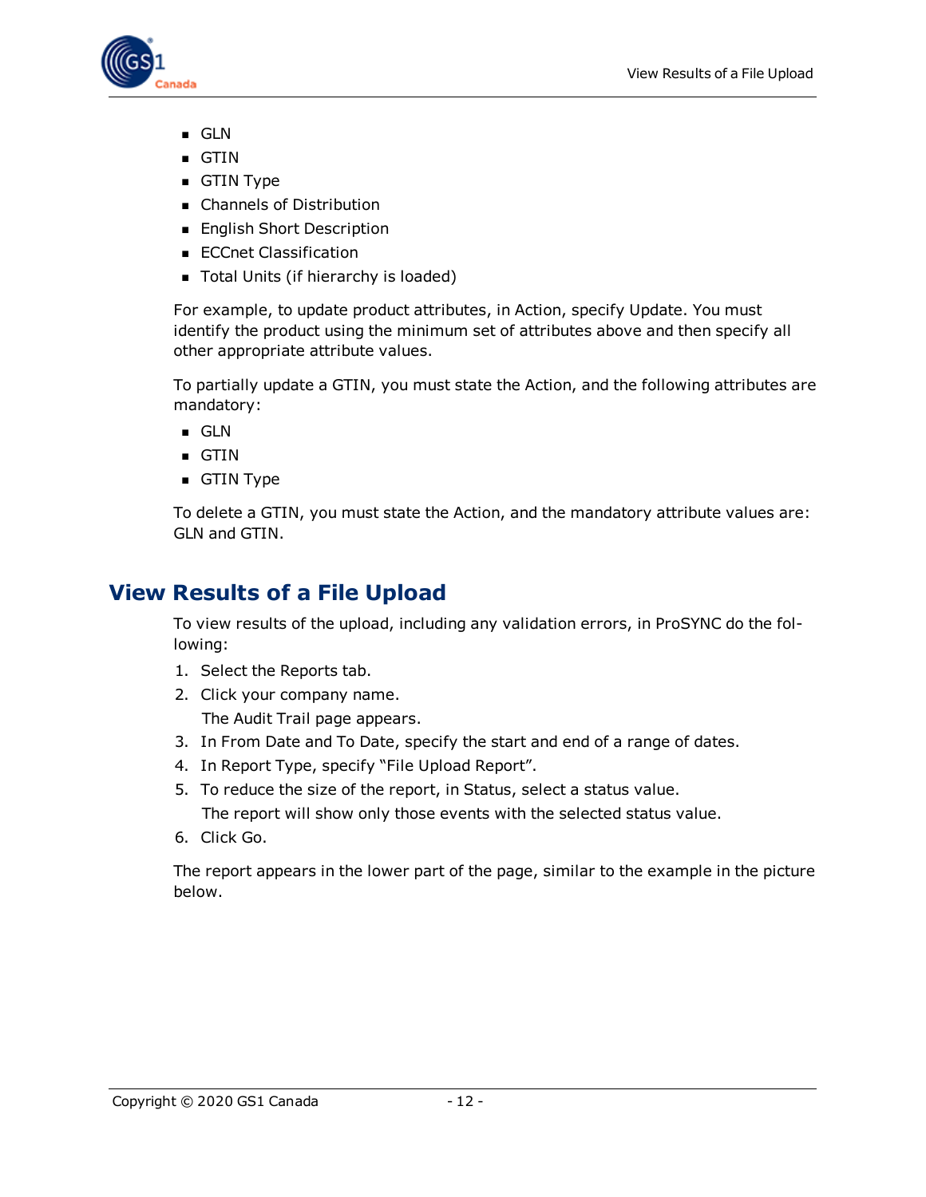- GLN
- GTIN
- GTIN Type
- Channels of Distribution
- English Short Description
- ECCnet Classification
- Total Units (if hierarchy is loaded)

For example, to update product attributes, in Action, specify Update. You must identify the product using the minimum set of attributes above and then specify all other appropriate attribute values.

To partially update a GTIN, you must state the Action, and the following attributes are mandatory:

- GLN
- GTIN
- GTIN Type

To delete a GTIN, you must state the Action, and the mandatory attribute values are: GLN and GTIN.

## View Results of a File Upload

To view results of the upload, including any validation errors, in ProSYNC do the following:

1. Select the Reports tab.
2. Click your company name.
   
   The Audit Trail page appears.
3. In From Date and To Date, specify the start and end of a range of dates.
4. In Report Type, specify “File Upload Report”.
5. To reduce the size of the report, in Status, select a status value.
   
   The report will show only those events with the selected status value.
6. Click Go.

The report appears in the lower part of the page, similar to the example in the picture below.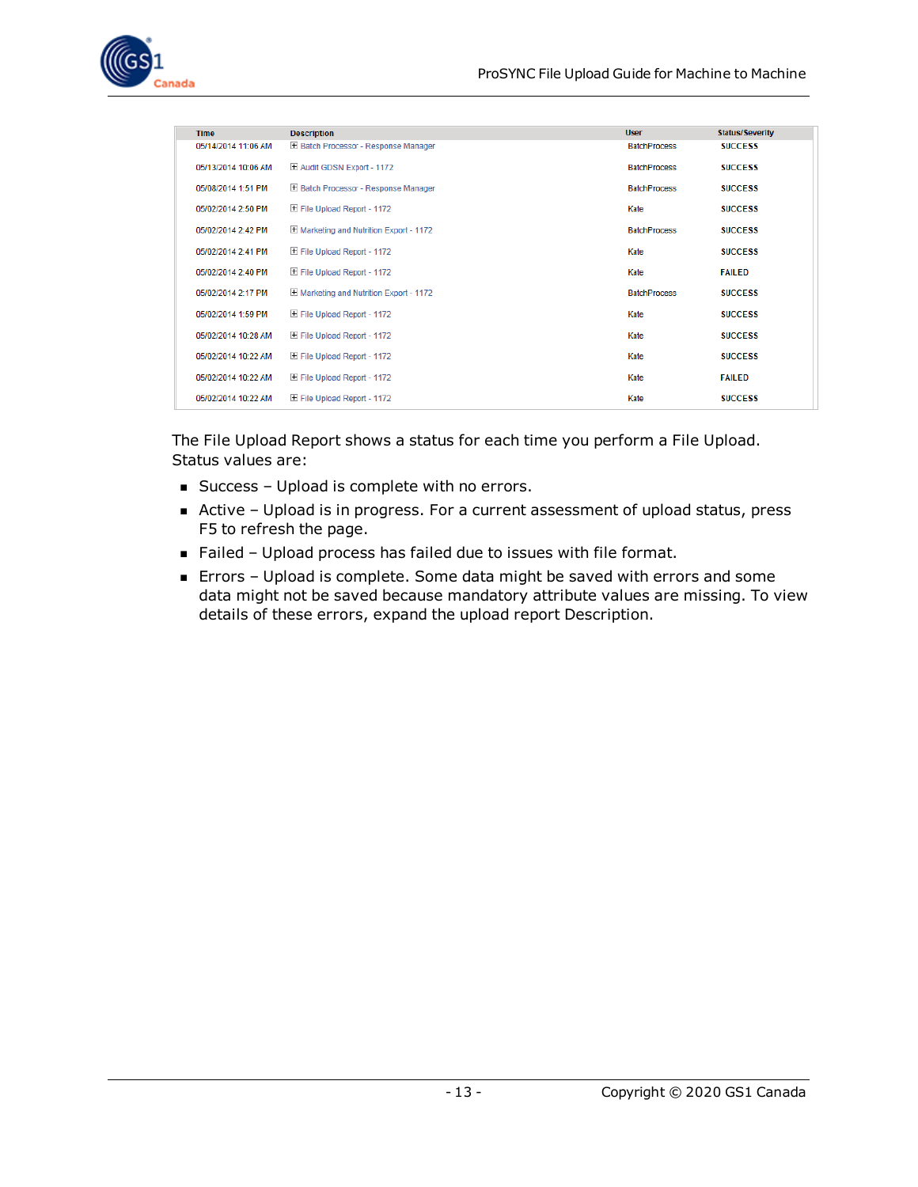| Time | Description | User | Status/Severity |
| --- | --- | --- | --- |
| 05/14/2014 11:06 AM | ⊞ Batch Processor - Response Manager | BatchProcess | SUCCESS |
| 05/13/2014 10:06 AM | ⊞ Audit GDSN Export - 1172 | BatchProcess | SUCCESS |
| 05/08/2014 1:51 PM | ⊞ Batch Processor - Response Manager | BatchProcess | SUCCESS |
| 05/02/2014 2:50 PM | ⊞ File Upload Report - 1172 | Kate | SUCCESS |
| 05/02/2014 2:42 PM | ⊞ Marketing and Nutrition Export - 1172 | BatchProcess | SUCCESS |
| 05/02/2014 2:41 PM | ⊞ File Upload Report - 1172 | Kate | SUCCESS |
| 05/02/2014 2:40 PM | ⊞ File Upload Report - 1172 | Kate | FAILED |
| 05/02/2014 2:17 PM | ⊞ Marketing and Nutrition Export - 1172 | BatchProcess | SUCCESS |
| 05/02/2014 1:59 PM | ⊞ File Upload Report - 1172 | Kate | SUCCESS |
| 05/02/2014 10:28 AM | ⊞ File Upload Report - 1172 | Kate | SUCCESS |
| 05/02/2014 10:22 AM | ⊞ File Upload Report - 1172 | Kate | SUCCESS |
| 05/02/2014 10:22 AM | ⊞ File Upload Report - 1172 | Kate | FAILED |
| 05/02/2014 10:22 AM | ⊞ File Upload Report - 1172 | Kate | SUCCESS |

The File Upload Report shows a status for each time you perform a File Upload. Status values are:

- Success – Upload is complete with no errors.
- Active – Upload is in progress. For a current assessment of upload status, press F5 to refresh the page.
- Failed – Upload process has failed due to issues with file format.
- Errors – Upload is complete. Some data might be saved with errors and some data might not be saved because mandatory attribute values are missing. To view details of these errors, expand the upload report Description.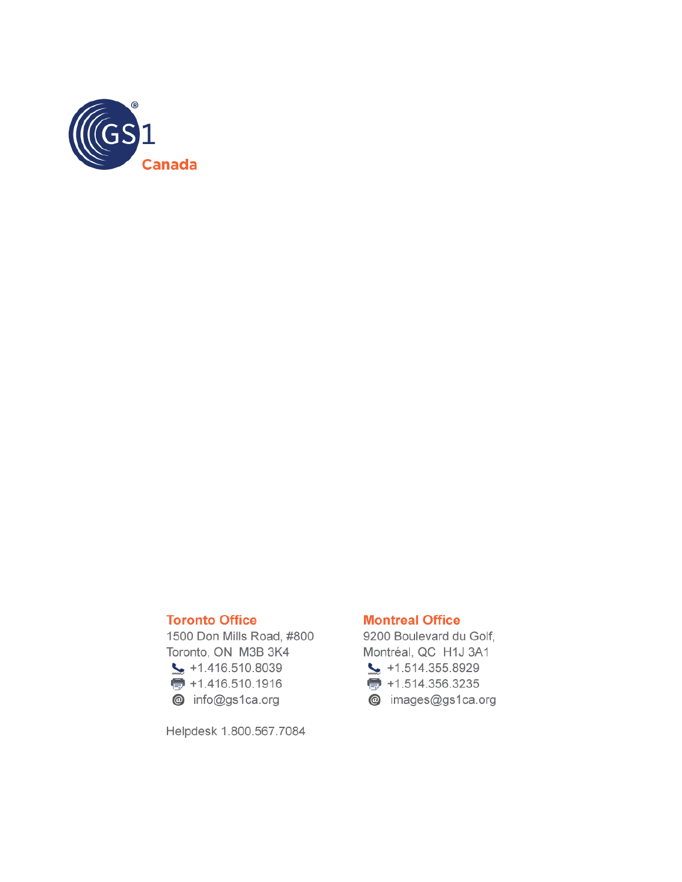GS1 Canada

**Toronto Office**
1500 Don Mills Road, #800
Toronto, ON M3B 3K4
+1.416.510.8039
+1.416.510.1916
info@gs1ca.org

Helpdesk 1.800.567.7084

**Montreal Office**
9200 Boulevard du Golf,
Montréal, QC H1J 3A1
+1.514.355.8929
+1.514.356.3235
images@gs1ca.org